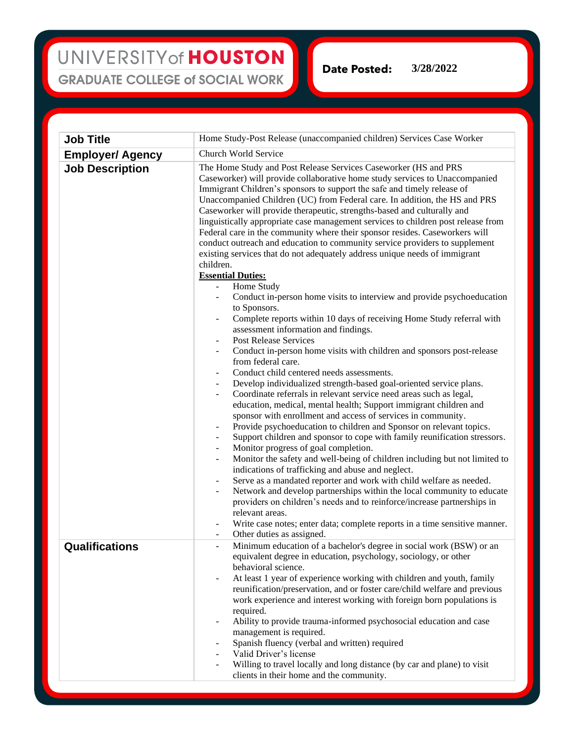UNIVERSITY of HOUSTON
GRADUATE COLLEGE of SOCIAL WORK

**Date Posted:** 3/28/2022

| **Job Title** | Home Study-Post Release (unaccompanied children) Services Case Worker |
|---|---|
| **Employer/ Agency** | Church World Service |
| **Job Description** | The Home Study and Post Release Services Caseworker (HS and PRS Caseworker) will provide collaborative home study services to Unaccompanied Immigrant Children's sponsors to support the safe and timely release of Unaccompanied Children (UC) from Federal care. In addition, the HS and PRS Caseworker will provide therapeutic, strengths-based and culturally and linguistically appropriate case management services to children post release from Federal care in the community where their sponsor resides. Caseworkers will conduct outreach and education to community service providers to supplement existing services that do not adequately address unique needs of immigrant children.<br>**<u>Essential Duties:</u>**<br>- Home Study<br>- Conduct in-person home visits to interview and provide psychoeducation to Sponsors.<br>- Complete reports within 10 days of receiving Home Study referral with assessment information and findings.<br>- Post Release Services<br>- Conduct in-person home visits with children and sponsors post-release from federal care.<br>- Conduct child centered needs assessments.<br>- Develop individualized strength-based goal-oriented service plans.<br>- Coordinate referrals in relevant service need areas such as legal, education, medical, mental health; Support immigrant children and sponsor with enrollment and access of services in community.<br>- Provide psychoeducation to children and Sponsor on relevant topics.<br>- Support children and sponsor to cope with family reunification stressors.<br>- Monitor progress of goal completion.<br>- Monitor the safety and well-being of children including but not limited to indications of trafficking and abuse and neglect.<br>- Serve as a mandated reporter and work with child welfare as needed.<br>- Network and develop partnerships within the local community to educate providers on children's needs and to reinforce/increase partnerships in relevant areas.<br>- Write case notes; enter data; complete reports in a time sensitive manner.<br>- Other duties as assigned. |
| **Qualifications** | - Minimum education of a bachelor's degree in social work (BSW) or an equivalent degree in education, psychology, sociology, or other behavioral science.<br>- At least 1 year of experience working with children and youth, family reunification/preservation, and or foster care/child welfare and previous work experience and interest working with foreign born populations is required.<br>- Ability to provide trauma-informed psychosocial education and case management is required.<br>- Spanish fluency (verbal and written) required<br>- Valid Driver's license<br>- Willing to travel locally and long distance (by car and plane) to visit clients in their home and the community. |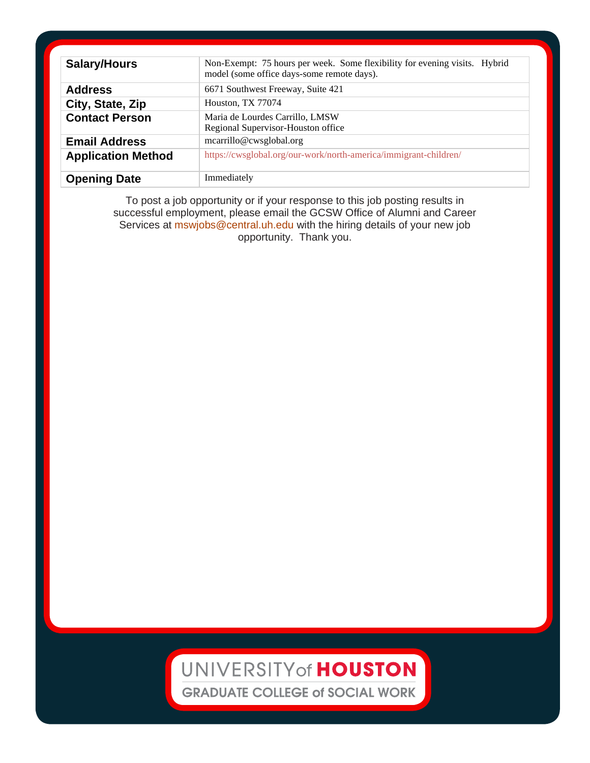| | |
|---|---|
| **Salary/Hours** | Non-Exempt: 75 hours per week. Some flexibility for evening visits. Hybrid model (some office days-some remote days). |
| **Address** | 6671 Southwest Freeway, Suite 421 |
| **City, State, Zip** | Houston, TX 77074 |
| **Contact Person** | Maria de Lourdes Carrillo, LMSW<br>Regional Supervisor-Houston office |
| **Email Address** | mcarrillo@cwsglobal.org |
| **Application Method** | https://cwsglobal.org/our-work/north-america/immigrant-children/ |
| **Opening Date** | Immediately |

To post a job opportunity or if your response to this job posting results in successful employment, please email the GCSW Office of Alumni and Career Services at mswjobs@central.uh.edu with the hiring details of your new job opportunity. Thank you.

UNIVERSITY of HOUSTON
GRADUATE COLLEGE of SOCIAL WORK